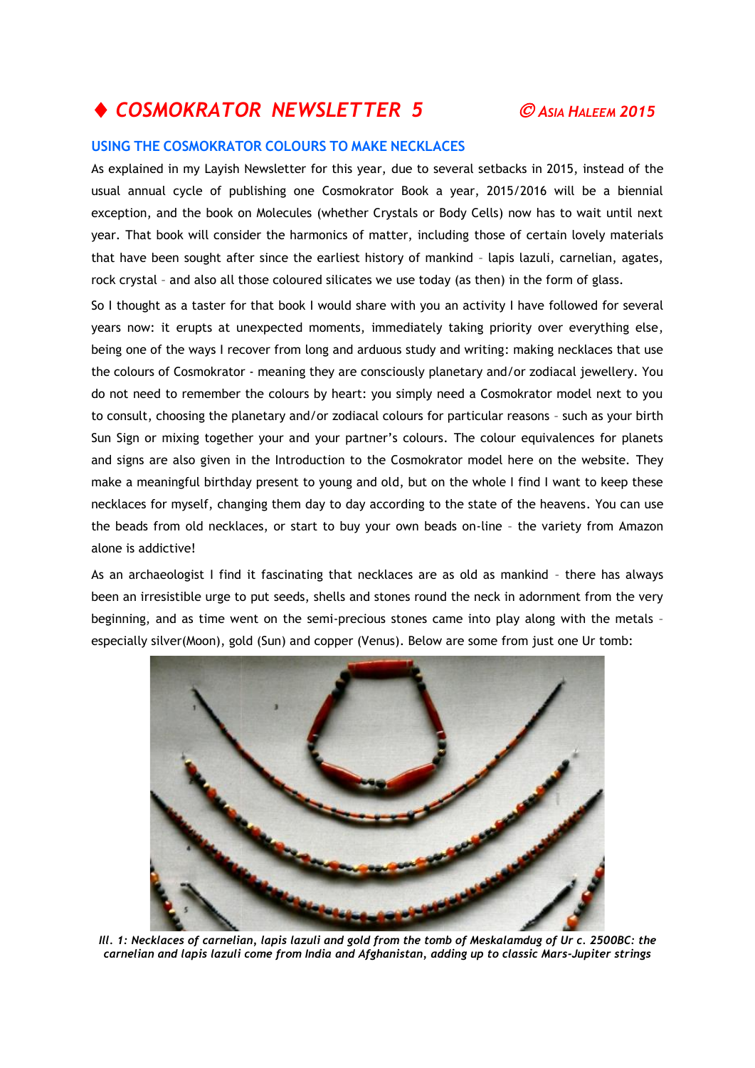# ♦ COSMOKRATOR NEWSLETTER 5

*© ASIA HALEEM 2015*

## USING THE COSMOKRATOR COLOURS TO MAKE NECKLACES

As explained in my Layish Newsletter for this year, due to several setbacks in 2015, instead of the usual annual cycle of publishing one Cosmokrator Book a year, 2015/2016 will be a biennial exception, and the book on Molecules (whether Crystals or Body Cells) now has to wait until next year. That book will consider the harmonics of matter, including those of certain lovely materials that have been sought after since the earliest history of mankind – lapis lazuli, carnelian, agates, rock crystal – and also all those coloured silicates we use today (as then) in the form of glass.

So I thought as a taster for that book I would share with you an activity I have followed for several years now: it erupts at unexpected moments, immediately taking priority over everything else, being one of the ways I recover from long and arduous study and writing: making necklaces that use the colours of Cosmokrator - meaning they are consciously planetary and/or zodiacal jewellery. You do not need to remember the colours by heart: you simply need a Cosmokrator model next to you to consult, choosing the planetary and/or zodiacal colours for particular reasons – such as your birth Sun Sign or mixing together your and your partner's colours. The colour equivalences for planets and signs are also given in the Introduction to the Cosmokrator model here on the website. They make a meaningful birthday present to young and old, but on the whole I find I want to keep these necklaces for myself, changing them day to day according to the state of the heavens. You can use the beads from old necklaces, or start to buy your own beads on-line – the variety from Amazon alone is addictive!

As an archaeologist I find it fascinating that necklaces are as old as mankind – there has always been an irresistible urge to put seeds, shells and stones round the neck in adornment from the very beginning, and as time went on the semi-precious stones came into play along with the metals – especially silver(Moon), gold (Sun) and copper (Venus). Below are some from just one Ur tomb:

***Ill. 1: Necklaces of carnelian, lapis lazuli and gold from the tomb of Meskalamdug of Ur c. 2500BC: the carnelian and lapis lazuli come from India and Afghanistan, adding up to classic Mars-Jupiter strings***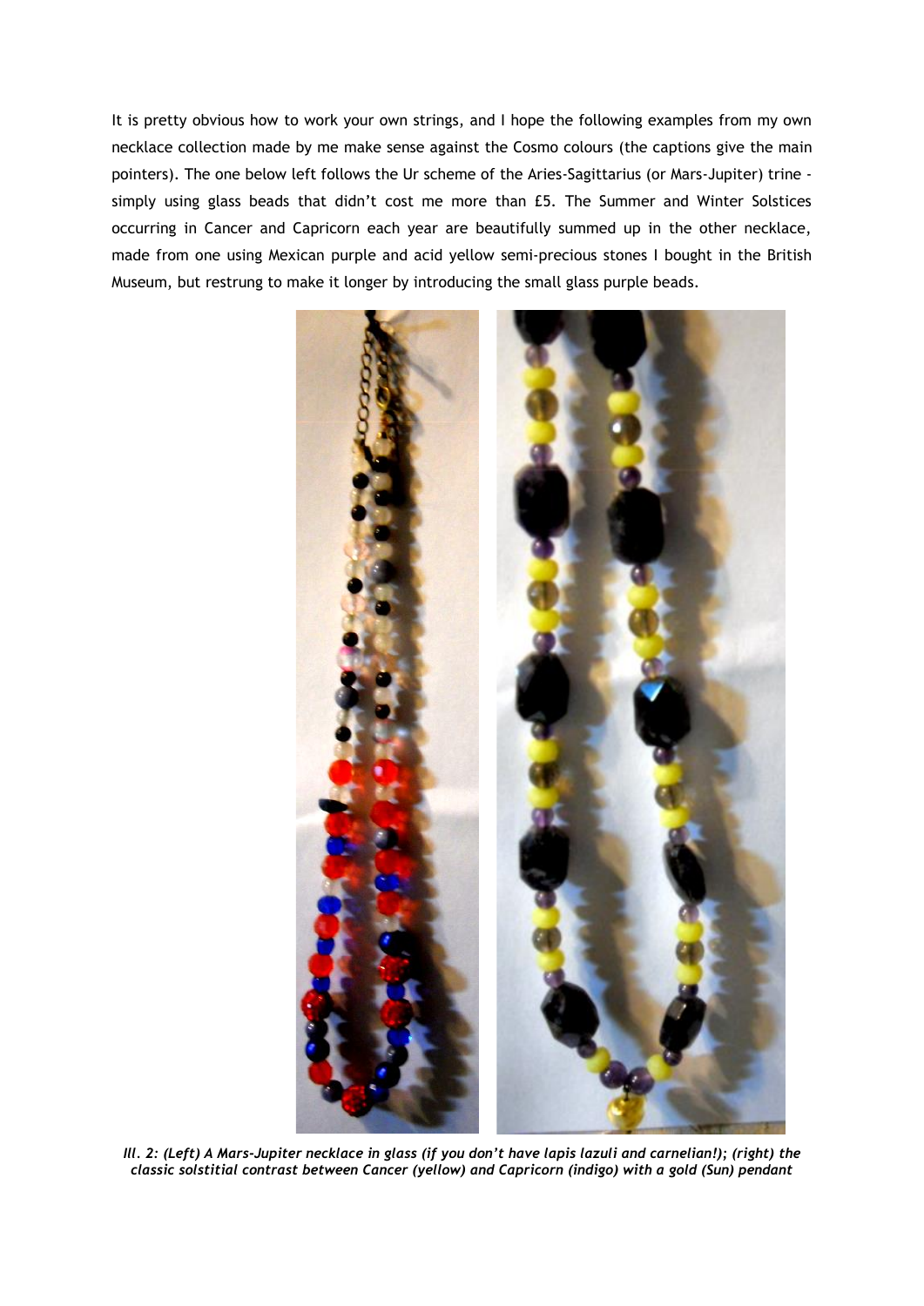It is pretty obvious how to work your own strings, and I hope the following examples from my own necklace collection made by me make sense against the Cosmo colours (the captions give the main pointers). The one below left follows the Ur scheme of the Aries-Sagittarius (or Mars-Jupiter) trine - simply using glass beads that didn't cost me more than £5. The Summer and Winter Solstices occurring in Cancer and Capricorn each year are beautifully summed up in the other necklace, made from one using Mexican purple and acid yellow semi-precious stones I bought in the British Museum, but restrung to make it longer by introducing the small glass purple beads.

*Ill. 2: (Left) A Mars-Jupiter necklace in glass (if you don't have lapis lazuli and carnelian!); (right) the classic solstitial contrast between Cancer (yellow) and Capricorn (indigo) with a gold (Sun) pendant*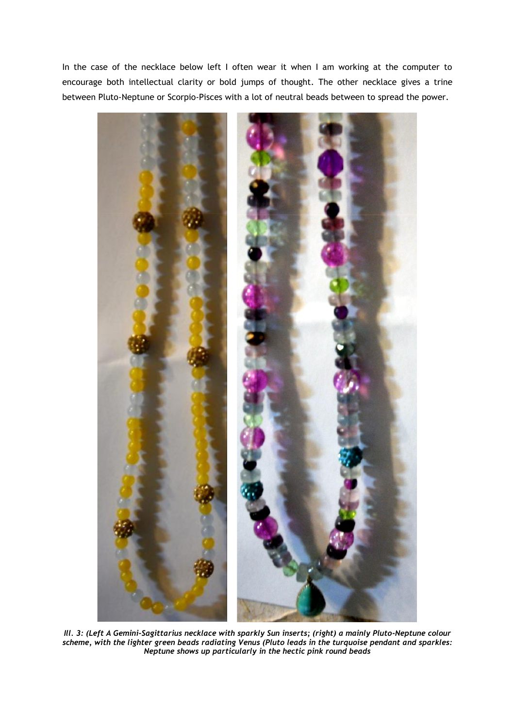In the case of the necklace below left I often wear it when I am working at the computer to encourage both intellectual clarity or bold jumps of thought. The other necklace gives a trine between Pluto-Neptune or Scorpio-Pisces with a lot of neutral beads between to spread the power.

***Ill. 3: (Left A Gemini-Sagittarius necklace with sparkly Sun inserts; (right) a mainly Pluto-Neptune colour scheme, with the lighter green beads radiating Venus (Pluto leads in the turquoise pendant and sparkles: Neptune shows up particularly in the hectic pink round beads***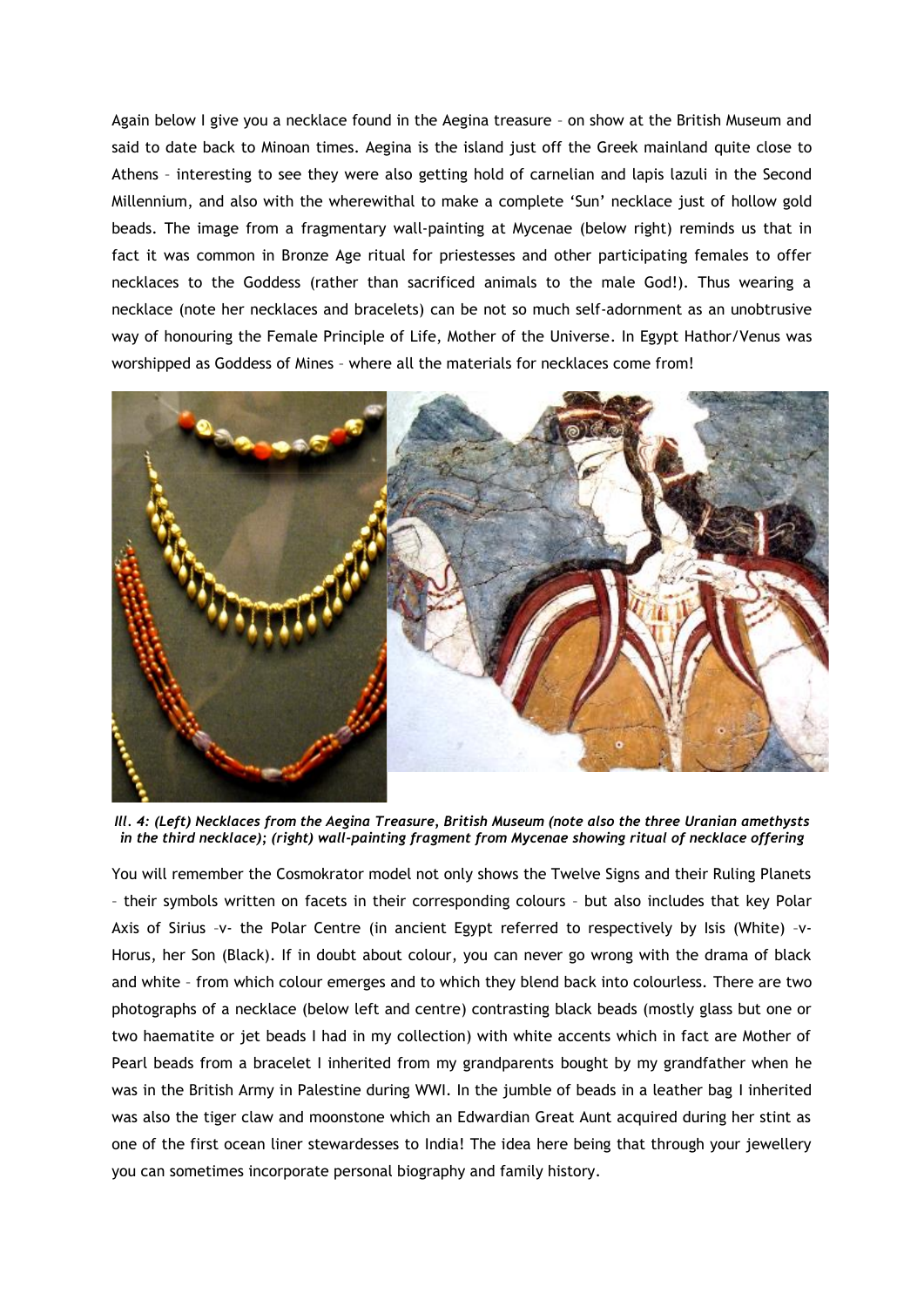Again below I give you a necklace found in the Aegina treasure – on show at the British Museum and said to date back to Minoan times. Aegina is the island just off the Greek mainland quite close to Athens – interesting to see they were also getting hold of carnelian and lapis lazuli in the Second Millennium, and also with the wherewithal to make a complete 'Sun' necklace just of hollow gold beads. The image from a fragmentary wall-painting at Mycenae (below right) reminds us that in fact it was common in Bronze Age ritual for priestesses and other participating females to offer necklaces to the Goddess (rather than sacrificed animals to the male God!). Thus wearing a necklace (note her necklaces and bracelets) can be not so much self-adornment as an unobtrusive way of honouring the Female Principle of Life, Mother of the Universe. In Egypt Hathor/Venus was worshipped as Goddess of Mines – where all the materials for necklaces come from!

***Ill. 4: (Left) Necklaces from the Aegina Treasure, British Museum (note also the three Uranian amethysts in the third necklace); (right) wall-painting fragment from Mycenae showing ritual of necklace offering***

You will remember the Cosmokrator model not only shows the Twelve Signs and their Ruling Planets – their symbols written on facets in their corresponding colours – but also includes that key Polar Axis of Sirius –v- the Polar Centre (in ancient Egypt referred to respectively by Isis (White) –v- Horus, her Son (Black). If in doubt about colour, you can never go wrong with the drama of black and white – from which colour emerges and to which they blend back into colourless. There are two photographs of a necklace (below left and centre) contrasting black beads (mostly glass but one or two haematite or jet beads I had in my collection) with white accents which in fact are Mother of Pearl beads from a bracelet I inherited from my grandparents bought by my grandfather when he was in the British Army in Palestine during WWI. In the jumble of beads in a leather bag I inherited was also the tiger claw and moonstone which an Edwardian Great Aunt acquired during her stint as one of the first ocean liner stewardesses to India! The idea here being that through your jewellery you can sometimes incorporate personal biography and family history.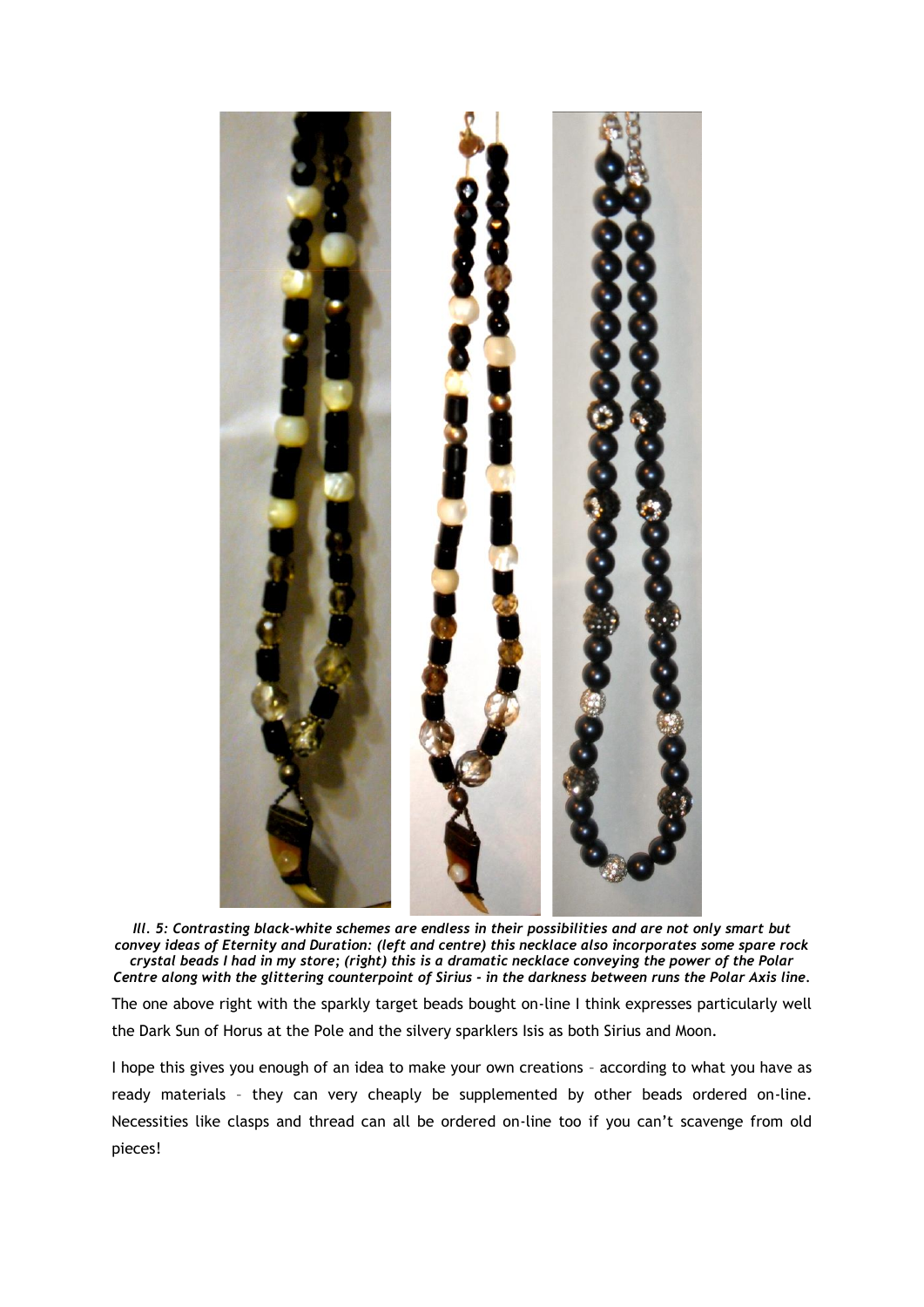*Ill. 5: Contrasting black-white schemes are endless in their possibilities and are not only smart but convey ideas of Eternity and Duration: (left and centre) this necklace also incorporates some spare rock crystal beads I had in my store; (right) this is a dramatic necklace conveying the power of the Polar Centre along with the glittering counterpoint of Sirius - in the darkness between runs the Polar Axis line.*

The one above right with the sparkly target beads bought on-line I think expresses particularly well the Dark Sun of Horus at the Pole and the silvery sparklers Isis as both Sirius and Moon.

I hope this gives you enough of an idea to make your own creations – according to what you have as ready materials – they can very cheaply be supplemented by other beads ordered on-line. Necessities like clasps and thread can all be ordered on-line too if you can't scavenge from old pieces!